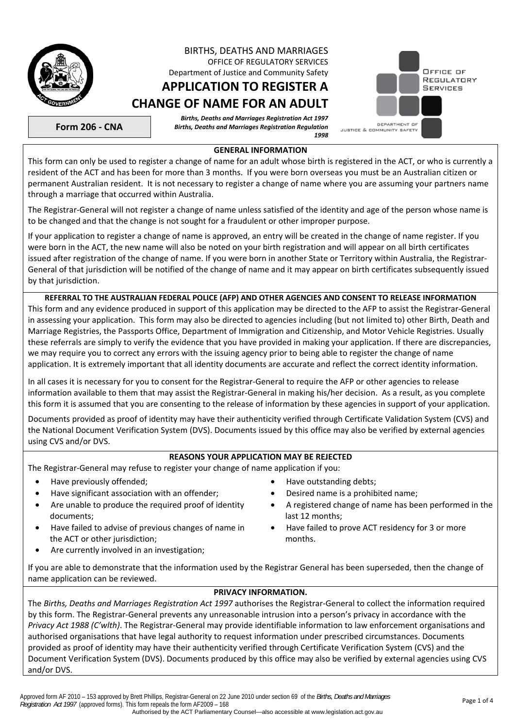BIRTHS, DEATHS AND MARRIAGES
OFFICE OF REGULATORY SERVICES
Department of Justice and Community Safety

# APPLICATION TO REGISTER A CHANGE OF NAME FOR AN ADULT

**Form 206 - CNA**

***Births, Deaths and Marriages Registration Act 1997***
***Births, Deaths and Marriages Registration Regulation 1998***

## GENERAL INFORMATION

This form can only be used to register a change of name for an adult whose birth is registered in the ACT, or who is currently a resident of the ACT and has been for more than 3 months. If you were born overseas you must be an Australian citizen or permanent Australian resident. It is not necessary to register a change of name where you are assuming your partners name through a marriage that occurred within Australia.

The Registrar-General will not register a change of name unless satisfied of the identity and age of the person whose name is to be changed and that the change is not sought for a fraudulent or other improper purpose.

If your application to register a change of name is approved, an entry will be created in the change of name register. If you were born in the ACT, the new name will also be noted on your birth registration and will appear on all birth certificates issued after registration of the change of name. If you were born in another State or Territory within Australia, the Registrar-General of that jurisdiction will be notified of the change of name and it may appear on birth certificates subsequently issued by that jurisdiction.

## REFERRAL TO THE AUSTRALIAN FEDERAL POLICE (AFP) AND OTHER AGENCIES AND CONSENT TO RELEASE INFORMATION

This form and any evidence produced in support of this application may be directed to the AFP to assist the Registrar-General in assessing your application. This form may also be directed to agencies including (but not limited to) other Birth, Death and Marriage Registries, the Passports Office, Department of Immigration and Citizenship, and Motor Vehicle Registries. Usually these referrals are simply to verify the evidence that you have provided in making your application. If there are discrepancies, we may require you to correct any errors with the issuing agency prior to being able to register the change of name application. It is extremely important that all identity documents are accurate and reflect the correct identity information.

In all cases it is necessary for you to consent for the Registrar-General to require the AFP or other agencies to release information available to them that may assist the Registrar-General in making his/her decision. As a result, as you complete this form it is assumed that you are consenting to the release of information by these agencies in support of your application.

Documents provided as proof of identity may have their authenticity verified through Certificate Validation System (CVS) and the National Document Verification System (DVS). Documents issued by this office may also be verified by external agencies using CVS and/or DVS.

## REASONS YOUR APPLICATION MAY BE REJECTED

The Registrar-General may refuse to register your change of name application if you:

- Have previously offended;
- Have significant association with an offender;
- Are unable to produce the required proof of identity documents;
- Have failed to advise of previous changes of name in the ACT or other jurisdiction;
- Are currently involved in an investigation;
- Have outstanding debts;
- Desired name is a prohibited name;
- A registered change of name has been performed in the last 12 months;
- Have failed to prove ACT residency for 3 or more months.

If you are able to demonstrate that the information used by the Registrar General has been superseded, then the change of name application can be reviewed.

## PRIVACY INFORMATION.

The *Births, Deaths and Marriages Registration Act 1997* authorises the Registrar-General to collect the information required by this form. The Registrar-General prevents any unreasonable intrusion into a person's privacy in accordance with the *Privacy Act 1988 (C'wlth)*. The Registrar-General may provide identifiable information to law enforcement organisations and authorised organisations that have legal authority to request information under prescribed circumstances. Documents provided as proof of identity may have their authenticity verified through Certificate Verification System (CVS) and the Document Verification System (DVS). Documents produced by this office may also be verified by external agencies using CVS and/or DVS.

Approved form AF 2010 – 153 approved by Brett Phillips, Registrar-General on 22 June 2010 under section 69 of the *Births, Deaths and Marriages Registration Act 1997* (approved forms). This form repeals the form AF2009 – 168

Authorised by the ACT Parliamentary Counsel—also accessible at www.legislation.act.gov.au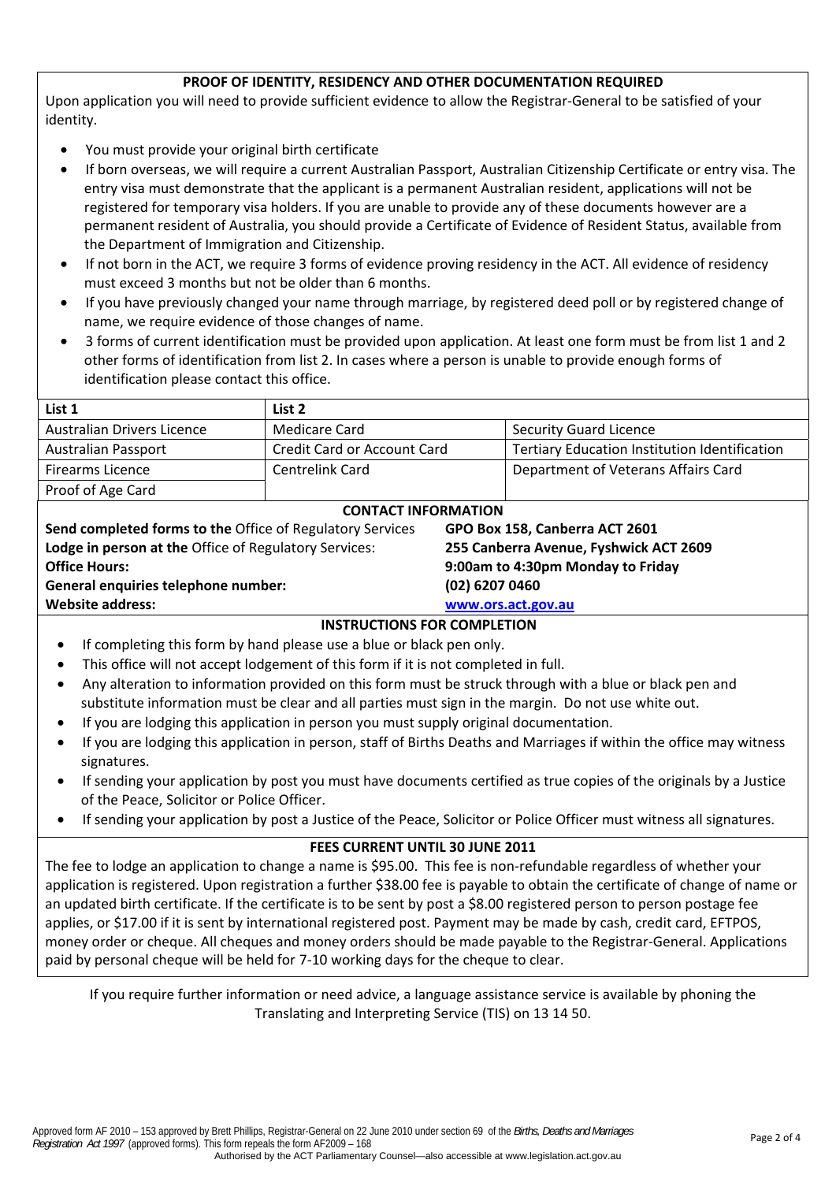## PROOF OF IDENTITY, RESIDENCY AND OTHER DOCUMENTATION REQUIRED

Upon application you will need to provide sufficient evidence to allow the Registrar-General to be satisfied of your identity.

- You must provide your original birth certificate
- If born overseas, we will require a current Australian Passport, Australian Citizenship Certificate or entry visa. The entry visa must demonstrate that the applicant is a permanent Australian resident, applications will not be registered for temporary visa holders. If you are unable to provide any of these documents however are a permanent resident of Australia, you should provide a Certificate of Evidence of Resident Status, available from the Department of Immigration and Citizenship.
- If not born in the ACT, we require 3 forms of evidence proving residency in the ACT. All evidence of residency must exceed 3 months but not be older than 6 months.
- If you have previously changed your name through marriage, by registered deed poll or by registered change of name, we require evidence of those changes of name.
- 3 forms of current identification must be provided upon application. At least one form must be from list 1 and 2 other forms of identification from list 2. In cases where a person is unable to provide enough forms of identification please contact this office.

| List 1 | List 2 | |
|---|---|---|
| Australian Drivers Licence | Medicare Card | Security Guard Licence |
| Australian Passport | Credit Card or Account Card | Tertiary Education Institution Identification |
| Firearms Licence | Centrelink Card | Department of Veterans Affairs Card |
| Proof of Age Card | | |

## CONTACT INFORMATION

| | |
|---|---|
| **Send completed forms to the** Office of Regulatory Services | **GPO Box 158, Canberra ACT 2601** |
| **Lodge in person at the** Office of Regulatory Services: | **255 Canberra Avenue, Fyshwick ACT 2609** |
| **Office Hours:** | **9:00am to 4:30pm Monday to Friday** |
| **General enquiries telephone number:** | **(02) 6207 0460** |
| **Website address:** | **www.ors.act.gov.au** |

## INSTRUCTIONS FOR COMPLETION

- If completing this form by hand please use a blue or black pen only.
- This office will not accept lodgement of this form if it is not completed in full.
- Any alteration to information provided on this form must be struck through with a blue or black pen and substitute information must be clear and all parties must sign in the margin. Do not use white out.
- If you are lodging this application in person you must supply original documentation.
- If you are lodging this application in person, staff of Births Deaths and Marriages if within the office may witness signatures.
- If sending your application by post you must have documents certified as true copies of the originals by a Justice of the Peace, Solicitor or Police Officer.
- If sending your application by post a Justice of the Peace, Solicitor or Police Officer must witness all signatures.

## FEES CURRENT UNTIL 30 JUNE 2011

The fee to lodge an application to change a name is $95.00. This fee is non-refundable regardless of whether your application is registered. Upon registration a further $38.00 fee is payable to obtain the certificate of change of name or an updated birth certificate. If the certificate is to be sent by post a $8.00 registered person to person postage fee applies, or $17.00 if it is sent by international registered post. Payment may be made by cash, credit card, EFTPOS, money order or cheque. All cheques and money orders should be made payable to the Registrar-General. Applications paid by personal cheque will be held for 7-10 working days for the cheque to clear.

If you require further information or need advice, a language assistance service is available by phoning the Translating and Interpreting Service (TIS) on 13 14 50.

Approved form AF 2010 – 153 approved by Brett Phillips, Registrar-General on 22 June 2010 under section 69 of the *Births, Deaths and Marriages Registration Act 1997* (approved forms). This form repeals the form AF2009 – 168

Authorised by the ACT Parliamentary Counsel—also accessible at www.legislation.act.gov.au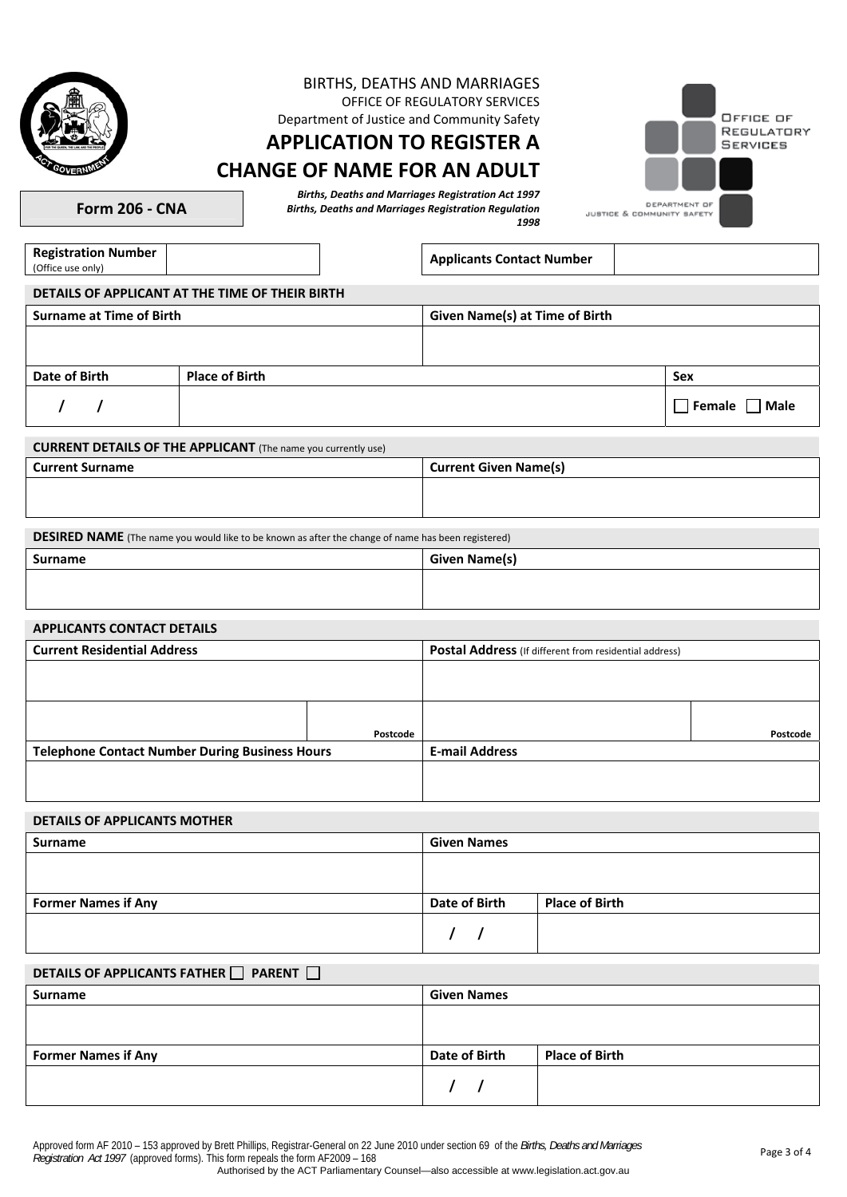BIRTHS, DEATHS AND MARRIAGES
OFFICE OF REGULATORY SERVICES
Department of Justice and Community Safety

# APPLICATION TO REGISTER A CHANGE OF NAME FOR AN ADULT

*Births, Deaths and Marriages Registration Act 1997*
*Births, Deaths and Marriages Registration Regulation 1998*

OFFICE OF REGULATORY SERVICES
DEPARTMENT OF JUSTICE & COMMUNITY SAFETY

**Form 206 - CNA**

| **Registration Number** (Office use only) | | **Applicants Contact Number** | |
|---|---|---|---|

## DETAILS OF APPLICANT AT THE TIME OF THEIR BIRTH

| **Surname at Time of Birth** | | **Given Name(s) at Time of Birth** |
|---|---|---|
| | | |
| **Date of Birth** | **Place of Birth** | **Sex** |
| / / | | ☐ Female ☐ Male |

## CURRENT DETAILS OF THE APPLICANT (The name you currently use)

| **Current Surname** | **Current Given Name(s)** |
|---|---|
| | |

## DESIRED NAME (The name you would like to be known as after the change of name has been registered)

| **Surname** | **Given Name(s)** |
|---|---|
| | |

## APPLICANTS CONTACT DETAILS

| **Current Residential Address** | | **Postal Address** (If different from residential address) | |
|---|---|---|---|
| | | | |
| | Postcode | | Postcode |
| **Telephone Contact Number During Business Hours** | | **E-mail Address** | |
| | | | |

## DETAILS OF APPLICANTS MOTHER

| **Surname** | **Given Names** | |
|---|---|---|
| | | |
| **Former Names if Any** | **Date of Birth** | **Place of Birth** |
| | / / | |

## DETAILS OF APPLICANTS FATHER ☐ PARENT ☐

| **Surname** | **Given Names** | |
|---|---|---|
| | | |
| **Former Names if Any** | **Date of Birth** | **Place of Birth** |
| | / / | |

Approved form AF 2010 – 153 approved by Brett Phillips, Registrar-General on 22 June 2010 under section 69 of the *Births, Deaths and Marriages Registration Act 1997* (approved forms). This form repeals the form AF2009 – 168

Authorised by the ACT Parliamentary Counsel—also accessible at www.legislation.act.gov.au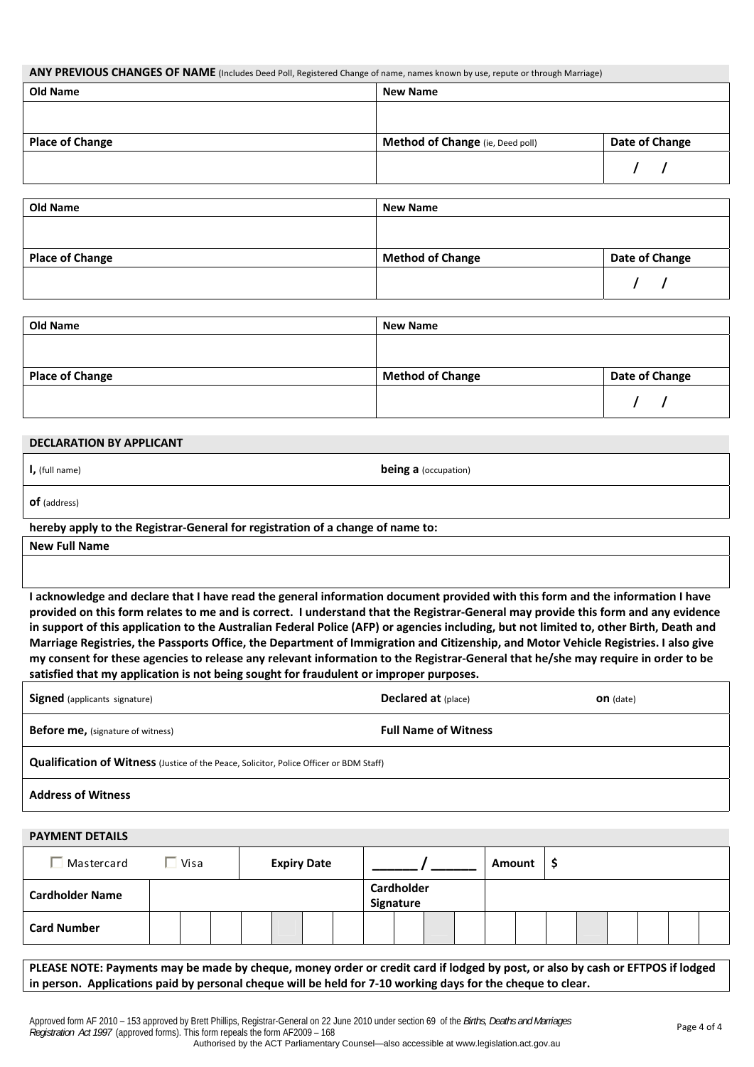## ANY PREVIOUS CHANGES OF NAME (Includes Deed Poll, Registered Change of name, names known by use, repute or through Marriage)

| Old Name | New Name | |
|---|---|---|
| | | |
| **Place of Change** | **Method of Change** (ie, Deed poll) | **Date of Change** |
| | | / / |

| Old Name | New Name | |
|---|---|---|
| | | |
| **Place of Change** | **Method of Change** | **Date of Change** |
| | | / / |

| Old Name | New Name | |
|---|---|---|
| | | |
| **Place of Change** | **Method of Change** | **Date of Change** |
| | | / / |

## DECLARATION BY APPLICANT

| | |
|---|---|
| **I,** (full name) | **being a** (occupation) |
| **of** (address) | |

**hereby apply to the Registrar-General for registration of a change of name to:**

| **New Full Name** |
|---|
| |

**I acknowledge and declare that I have read the general information document provided with this form and the information I have provided on this form relates to me and is correct. I understand that the Registrar-General may provide this form and any evidence in support of this application to the Australian Federal Police (AFP) or agencies including, but not limited to, other Birth, Death and Marriage Registries, the Passports Office, the Department of Immigration and Citizenship, and Motor Vehicle Registries. I also give my consent for these agencies to release any relevant information to the Registrar-General that he/she may require in order to be satisfied that my application is not being sought for fraudulent or improper purposes.**

| | | |
|---|---|---|
| **Signed** (applicants signature) | **Declared at** (place) | **on** (date) |
| **Before me,** (signature of witness) | **Full Name of Witness** | |
| **Qualification of Witness** (Justice of the Peace, Solicitor, Police Officer or BDM Staff) | | |
| **Address of Witness** | | |

## PAYMENT DETAILS

| | | | |
|---|---|---|---|
| ☐ Mastercard ☐ Visa | **Expiry Date** ______ / ______ | **Amount** | $ |
| **Cardholder Name** | | **Cardholder Signature** | |
| **Card Number** | | | |

**PLEASE NOTE: Payments may be made by cheque, money order or credit card if lodged by post, or also by cash or EFTPOS if lodged in person. Applications paid by personal cheque will be held for 7-10 working days for the cheque to clear.**

Approved form AF 2010 – 153 approved by Brett Phillips, Registrar-General on 22 June 2010 under section 69 of the *Births, Deaths and Marriages Registration Act 1997* (approved forms). This form repeals the form AF2009 – 168

Authorised by the ACT Parliamentary Counsel—also accessible at www.legislation.act.gov.au